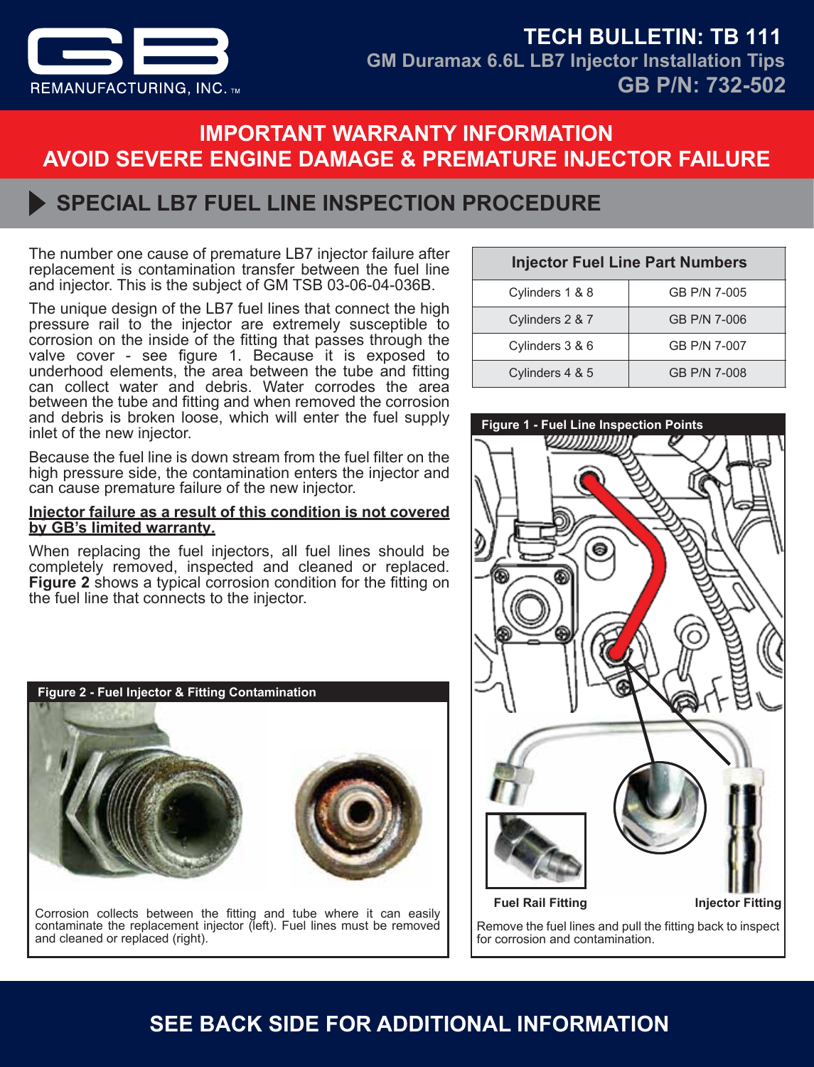GB REMANUFACTURING, INC.™

# TECH BULLETIN: TB 111

## GM Duramax 6.6L LB7 Injector Installation Tips

## GB P/N: 732-502

## IMPORTANT WARRANTY INFORMATION
## AVOID SEVERE ENGINE DAMAGE & PREMATURE INJECTOR FAILURE

## SPECIAL LB7 FUEL LINE INSPECTION PROCEDURE

The number one cause of premature LB7 injector failure after replacement is contamination transfer between the fuel line and injector. This is the subject of GM TSB 03-06-04-036B.

The unique design of the LB7 fuel lines that connect the high pressure rail to the injector are extremely susceptible to corrosion on the inside of the fitting that passes through the valve cover - see figure 1. Because it is exposed to underhood elements, the area between the tube and fitting can collect water and debris. Water corrodes the area between the tube and fitting and when removed the corrosion and debris is broken loose, which will enter the fuel supply inlet of the new injector.

Because the fuel line is down stream from the fuel filter on the high pressure side, the contamination enters the injector and can cause premature failure of the new injector.

**Injector failure as a result of this condition is not covered by GB's limited warranty.**

When replacing the fuel injectors, all fuel lines should be completely removed, inspected and cleaned or replaced. **Figure 2** shows a typical corrosion condition for the fitting on the fuel line that connects to the injector.

| Injector Fuel Line Part Numbers | |
|---|---|
| Cylinders 1 & 8 | GB P/N 7-005 |
| Cylinders 2 & 7 | GB P/N 7-006 |
| Cylinders 3 & 6 | GB P/N 7-007 |
| Cylinders 4 & 5 | GB P/N 7-008 |

**Figure 1 - Fuel Line Inspection Points**

Fuel Rail Fitting

Injector Fitting

Remove the fuel lines and pull the fitting back to inspect for corrosion and contamination.

**Figure 2 - Fuel Injector & Fitting Contamination**

Corrosion collects between the fitting and tube where it can easily contaminate the replacement injector (left). Fuel lines must be removed and cleaned or replaced (right).

## SEE BACK SIDE FOR ADDITIONAL INFORMATION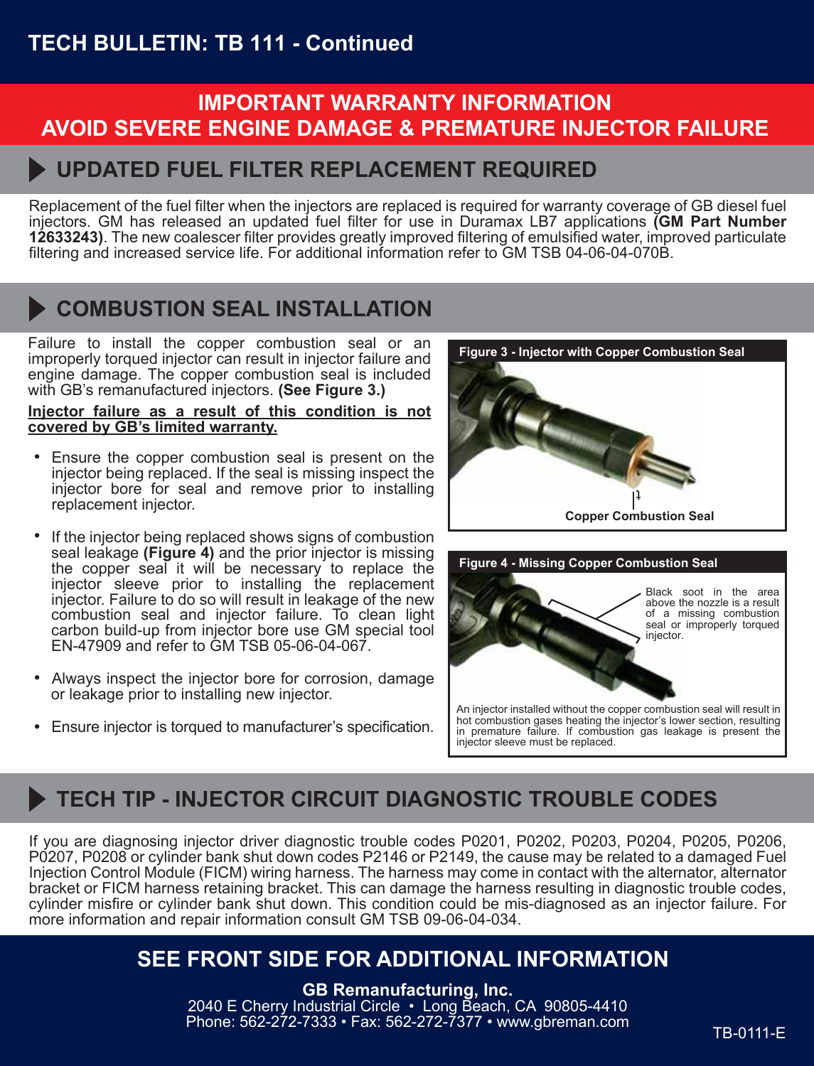# TECH BULLETIN: TB 111 - Continued

## IMPORTANT WARRANTY INFORMATION
## AVOID SEVERE ENGINE DAMAGE & PREMATURE INJECTOR FAILURE

## UPDATED FUEL FILTER REPLACEMENT REQUIRED

Replacement of the fuel filter when the injectors are replaced is required for warranty coverage of GB diesel fuel injectors. GM has released an updated fuel filter for use in Duramax LB7 applications **(GM Part Number 12633243)**. The new coalescer filter provides greatly improved filtering of emulsified water, improved particulate filtering and increased service life. For additional information refer to GM TSB 04-06-04-070B.

## COMBUSTION SEAL INSTALLATION

Failure to install the copper combustion seal or an improperly torqued injector can result in injector failure and engine damage. The copper combustion seal is included with GB's remanufactured injectors. **(See Figure 3.)**

**Injector failure as a result of this condition is not covered by GB's limited warranty.**

- Ensure the copper combustion seal is present on the injector being replaced. If the seal is missing inspect the injector bore for seal and remove prior to installing replacement injector.
- If the injector being replaced shows signs of combustion seal leakage **(Figure 4)** and the prior injector is missing the copper seal it will be necessary to replace the injector sleeve prior to installing the replacement injector. Failure to do so will result in leakage of the new combustion seal and injector failure. To clean light carbon build-up from injector bore use GM special tool EN-47909 and refer to GM TSB 05-06-04-067.
- Always inspect the injector bore for corrosion, damage or leakage prior to installing new injector.
- Ensure injector is torqued to manufacturer's specification.

**Figure 3 - Injector with Copper Combustion Seal**

Copper Combustion Seal

**Figure 4 - Missing Copper Combustion Seal**

Black soot in the area above the nozzle is a result of a missing combustion seal or improperly torqued injector.

An injector installed without the copper combustion seal will result in hot combustion gases heating the injector's lower section, resulting in premature failure. If combustion gas leakage is present the injector sleeve must be replaced.

## TECH TIP - INJECTOR CIRCUIT DIAGNOSTIC TROUBLE CODES

If you are diagnosing injector driver diagnostic trouble codes P0201, P0202, P0203, P0204, P0205, P0206, P0207, P0208 or cylinder bank shut down codes P2146 or P2149, the cause may be related to a damaged Fuel Injection Control Module (FICM) wiring harness. The harness may come in contact with the alternator, alternator bracket or FICM harness retaining bracket. This can damage the harness resulting in diagnostic trouble codes, cylinder misfire or cylinder bank shut down. This condition could be mis-diagnosed as an injector failure. For more information and repair information consult GM TSB 09-06-04-034.

## SEE FRONT SIDE FOR ADDITIONAL INFORMATION

**GB Remanufacturing, Inc.**
2040 E Cherry Industrial Circle • Long Beach, CA 90805-4410
Phone: 562-272-7333 • Fax: 562-272-7377 • www.gbreman.com

TB-0111-E